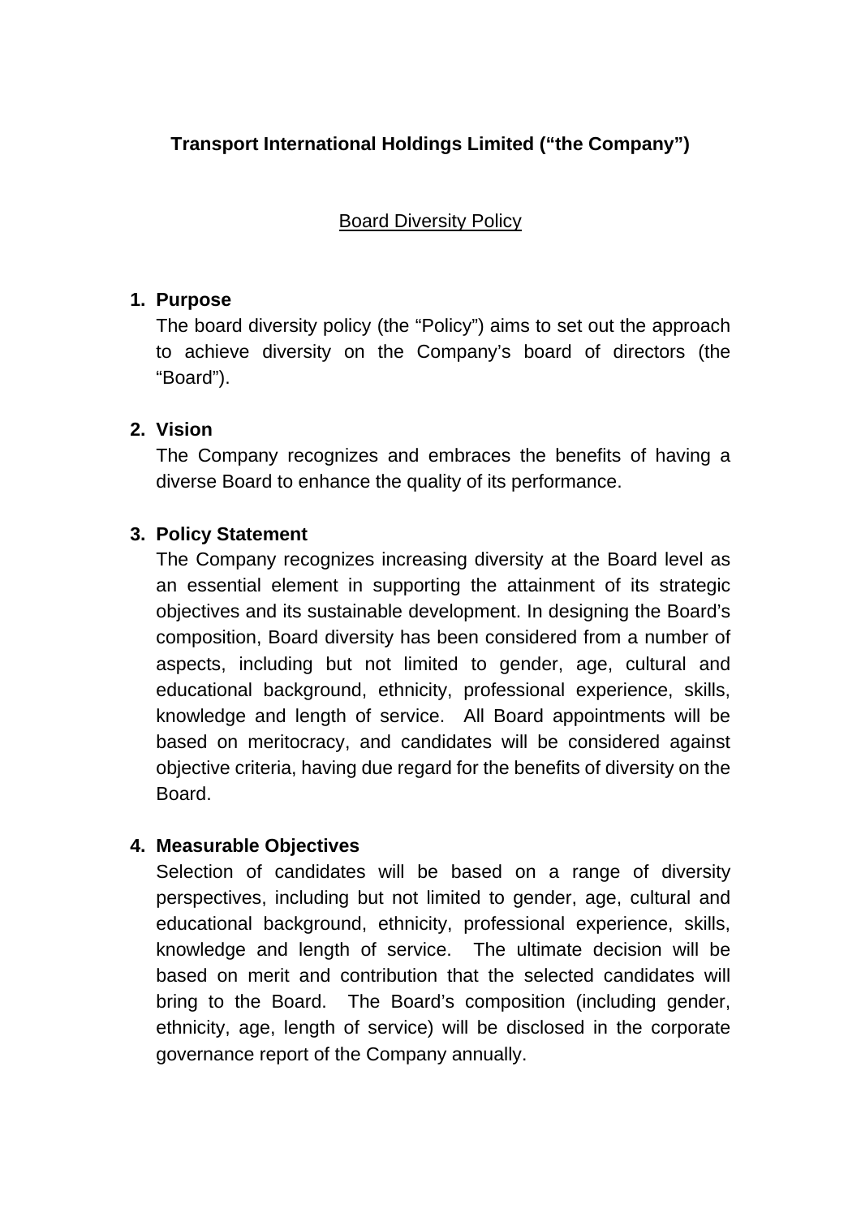**Transport International Holdings Limited ("the Company")**

Board Diversity Policy

1. **Purpose**

   The board diversity policy (the "Policy") aims to set out the approach to achieve diversity on the Company's board of directors (the "Board").

2. **Vision**

   The Company recognizes and embraces the benefits of having a diverse Board to enhance the quality of its performance.

3. **Policy Statement**

   The Company recognizes increasing diversity at the Board level as an essential element in supporting the attainment of its strategic objectives and its sustainable development. In designing the Board's composition, Board diversity has been considered from a number of aspects, including but not limited to gender, age, cultural and educational background, ethnicity, professional experience, skills, knowledge and length of service. All Board appointments will be based on meritocracy, and candidates will be considered against objective criteria, having due regard for the benefits of diversity on the Board.

4. **Measurable Objectives**

   Selection of candidates will be based on a range of diversity perspectives, including but not limited to gender, age, cultural and educational background, ethnicity, professional experience, skills, knowledge and length of service. The ultimate decision will be based on merit and contribution that the selected candidates will bring to the Board. The Board's composition (including gender, ethnicity, age, length of service) will be disclosed in the corporate governance report of the Company annually.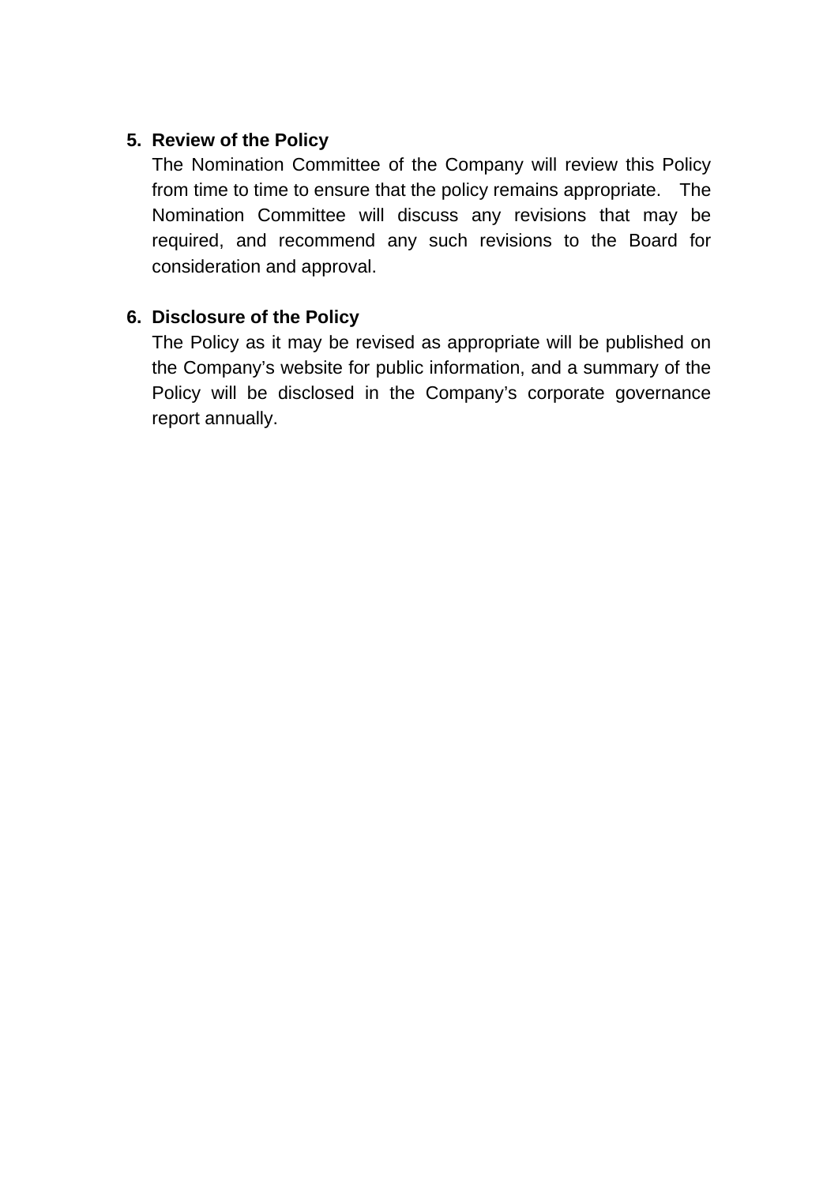5. **Review of the Policy**

   The Nomination Committee of the Company will review this Policy from time to time to ensure that the policy remains appropriate. The Nomination Committee will discuss any revisions that may be required, and recommend any such revisions to the Board for consideration and approval.

6. **Disclosure of the Policy**

   The Policy as it may be revised as appropriate will be published on the Company's website for public information, and a summary of the Policy will be disclosed in the Company's corporate governance report annually.